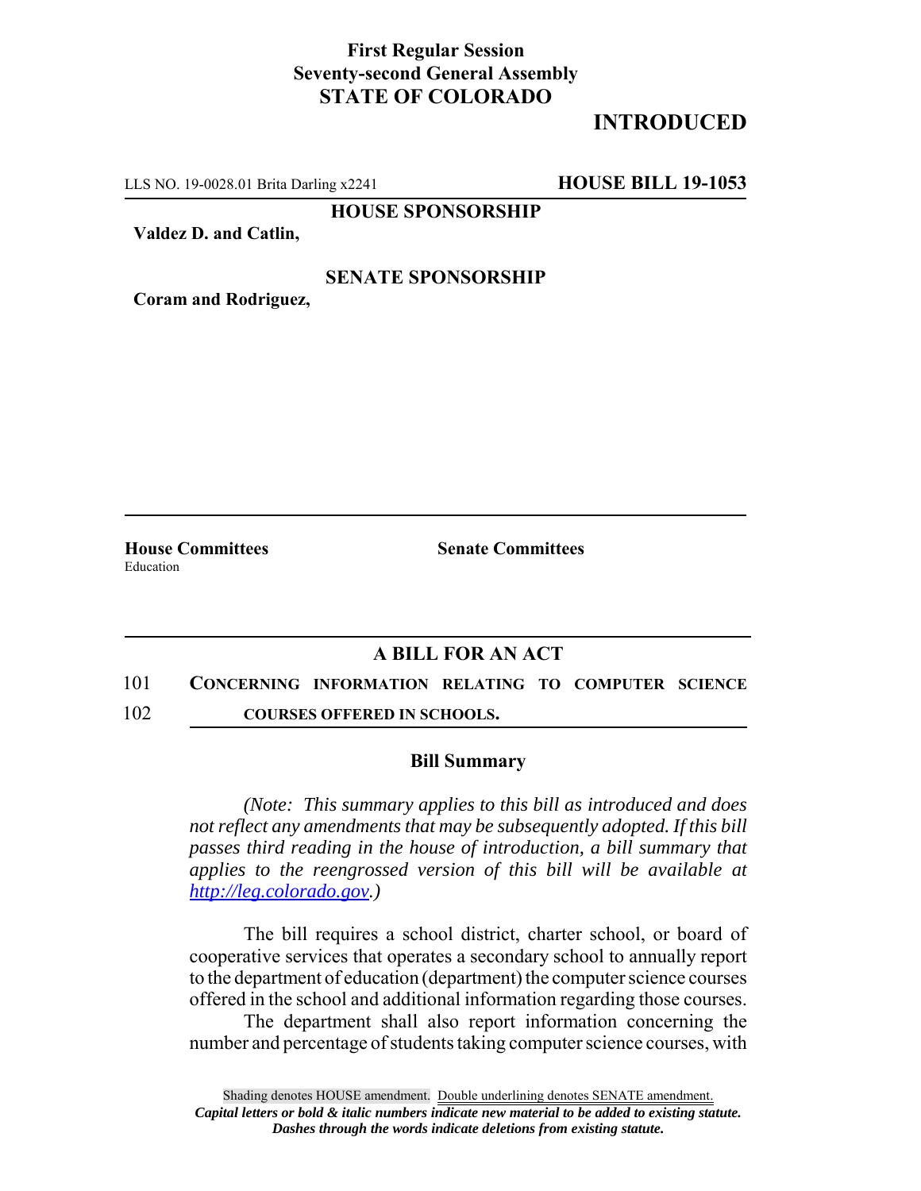**First Regular Session**
**Seventy-second General Assembly**
**STATE OF COLORADO**

**INTRODUCED**

LLS NO. 19-0028.01 Brita Darling x2241 **HOUSE BILL 19-1053**

**HOUSE SPONSORSHIP**

**Valdez D. and Catlin,**

**SENATE SPONSORSHIP**

**Coram and Rodriguez,**

**House Committees**
Education

**Senate Committees**

## A BILL FOR AN ACT

101 **CONCERNING INFORMATION RELATING TO COMPUTER SCIENCE**
102 **COURSES OFFERED IN SCHOOLS.**

### Bill Summary

*(Note: This summary applies to this bill as introduced and does not reflect any amendments that may be subsequently adopted. If this bill passes third reading in the house of introduction, a bill summary that applies to the reengrossed version of this bill will be available at http://leg.colorado.gov.)*

The bill requires a school district, charter school, or board of cooperative services that operates a secondary school to annually report to the department of education (department) the computer science courses offered in the school and additional information regarding those courses.

The department shall also report information concerning the number and percentage of students taking computer science courses, with

Shading denotes HOUSE amendment. Double underlining denotes SENATE amendment.
*Capital letters or bold & italic numbers indicate new material to be added to existing statute.*
*Dashes through the words indicate deletions from existing statute.*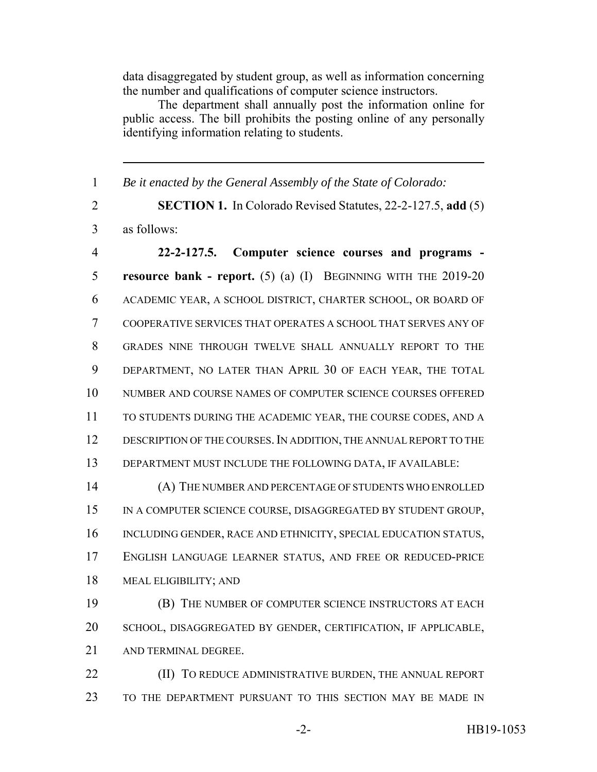data disaggregated by student group, as well as information concerning the number and qualifications of computer science instructors.

The department shall annually post the information online for public access. The bill prohibits the posting online of any personally identifying information relating to students.

---

1 *Be it enacted by the General Assembly of the State of Colorado:*

2 **SECTION 1.** In Colorado Revised Statutes, 22-2-127.5, **add** (5)
3 as follows:

4 **22-2-127.5. Computer science courses and programs -**
5 **resource bank - report.** (5) (a) (I) BEGINNING WITH THE 2019-20
6 ACADEMIC YEAR, A SCHOOL DISTRICT, CHARTER SCHOOL, OR BOARD OF
7 COOPERATIVE SERVICES THAT OPERATES A SCHOOL THAT SERVES ANY OF
8 GRADES NINE THROUGH TWELVE SHALL ANNUALLY REPORT TO THE
9 DEPARTMENT, NO LATER THAN APRIL 30 OF EACH YEAR, THE TOTAL
10 NUMBER AND COURSE NAMES OF COMPUTER SCIENCE COURSES OFFERED
11 TO STUDENTS DURING THE ACADEMIC YEAR, THE COURSE CODES, AND A
12 DESCRIPTION OF THE COURSES. IN ADDITION, THE ANNUAL REPORT TO THE
13 DEPARTMENT MUST INCLUDE THE FOLLOWING DATA, IF AVAILABLE:

14 (A) THE NUMBER AND PERCENTAGE OF STUDENTS WHO ENROLLED
15 IN A COMPUTER SCIENCE COURSE, DISAGGREGATED BY STUDENT GROUP,
16 INCLUDING GENDER, RACE AND ETHNICITY, SPECIAL EDUCATION STATUS,
17 ENGLISH LANGUAGE LEARNER STATUS, AND FREE OR REDUCED-PRICE
18 MEAL ELIGIBILITY; AND

19 (B) THE NUMBER OF COMPUTER SCIENCE INSTRUCTORS AT EACH
20 SCHOOL, DISAGGREGATED BY GENDER, CERTIFICATION, IF APPLICABLE,
21 AND TERMINAL DEGREE.

22 (II) TO REDUCE ADMINISTRATIVE BURDEN, THE ANNUAL REPORT
23 TO THE DEPARTMENT PURSUANT TO THIS SECTION MAY BE MADE IN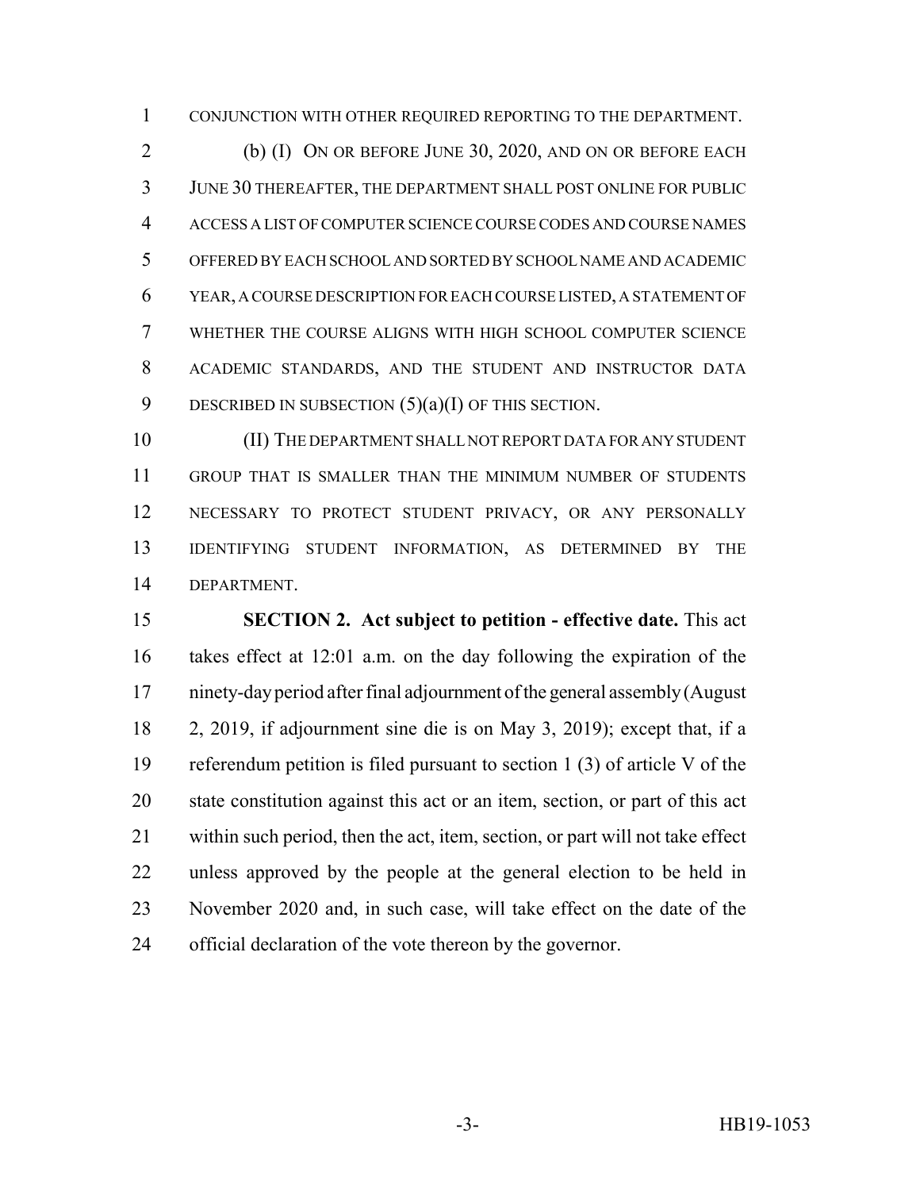CONJUNCTION WITH OTHER REQUIRED REPORTING TO THE DEPARTMENT.

(b) (I) ON OR BEFORE JUNE 30, 2020, AND ON OR BEFORE EACH JUNE 30 THEREAFTER, THE DEPARTMENT SHALL POST ONLINE FOR PUBLIC ACCESS A LIST OF COMPUTER SCIENCE COURSE CODES AND COURSE NAMES OFFERED BY EACH SCHOOL AND SORTED BY SCHOOL NAME AND ACADEMIC YEAR, A COURSE DESCRIPTION FOR EACH COURSE LISTED, A STATEMENT OF WHETHER THE COURSE ALIGNS WITH HIGH SCHOOL COMPUTER SCIENCE ACADEMIC STANDARDS, AND THE STUDENT AND INSTRUCTOR DATA DESCRIBED IN SUBSECTION (5)(a)(I) OF THIS SECTION.

(II) THE DEPARTMENT SHALL NOT REPORT DATA FOR ANY STUDENT GROUP THAT IS SMALLER THAN THE MINIMUM NUMBER OF STUDENTS NECESSARY TO PROTECT STUDENT PRIVACY, OR ANY PERSONALLY IDENTIFYING STUDENT INFORMATION, AS DETERMINED BY THE DEPARTMENT.

**SECTION 2. Act subject to petition - effective date.** This act takes effect at 12:01 a.m. on the day following the expiration of the ninety-day period after final adjournment of the general assembly (August 2, 2019, if adjournment sine die is on May 3, 2019); except that, if a referendum petition is filed pursuant to section 1 (3) of article V of the state constitution against this act or an item, section, or part of this act within such period, then the act, item, section, or part will not take effect unless approved by the people at the general election to be held in November 2020 and, in such case, will take effect on the date of the official declaration of the vote thereon by the governor.